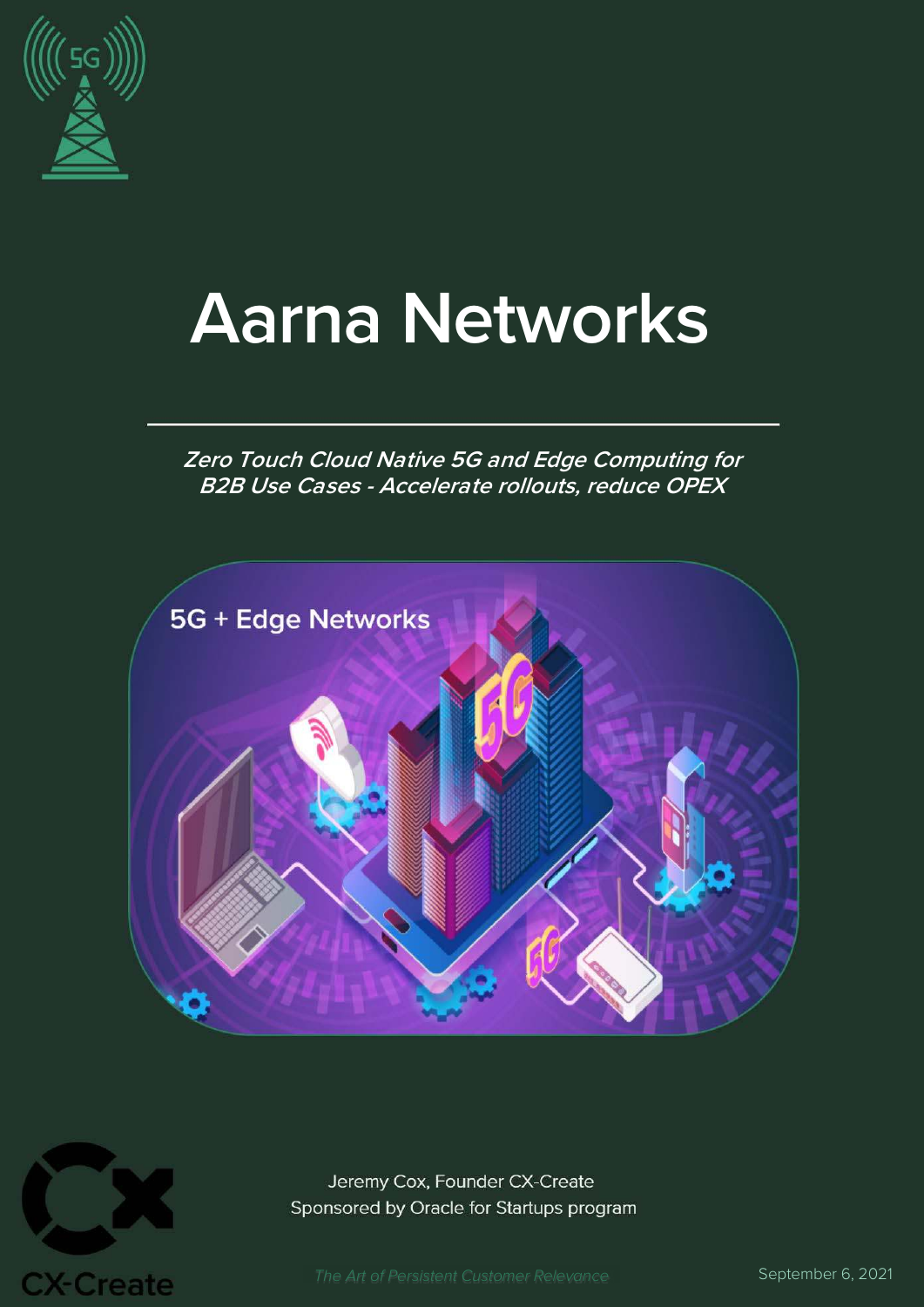# Aarna Networks

*Zero Touch Cloud Native 5G and Edge Computing for B2B Use Cases - Accelerate rollouts, reduce OPEX*

Jeremy Cox, Founder CX-Create
Sponsored by Oracle for Startups program

*The Art of Persistent Customer Relevance*

September 6, 2021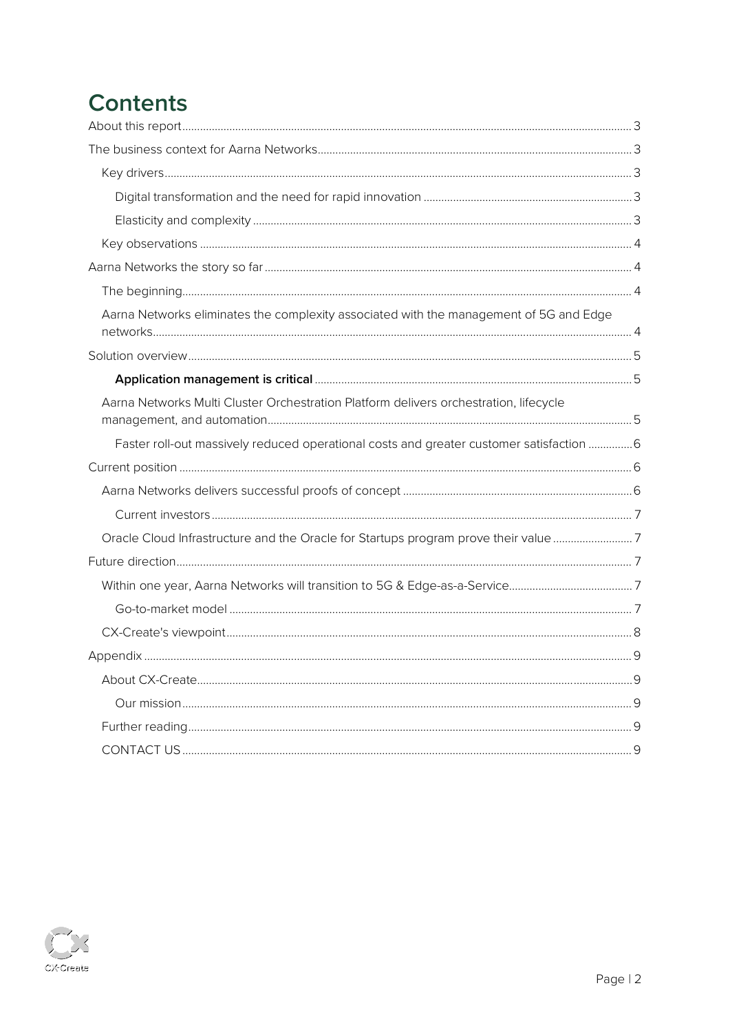# Contents

- About this report ..... 3
- The business context for Aarna Networks ..... 3
  - Key drivers ..... 3
    - Digital transformation and the need for rapid innovation ..... 3
    - Elasticity and complexity ..... 3
  - Key observations ..... 4
- Aarna Networks the story so far ..... 4
  - The beginning ..... 4
  - Aarna Networks eliminates the complexity associated with the management of 5G and Edge networks ..... 4
- Solution overview ..... 5
    - **Application management is critical** ..... 5
  - Aarna Networks Multi Cluster Orchestration Platform delivers orchestration, lifecycle management, and automation ..... 5
    - Faster roll-out massively reduced operational costs and greater customer satisfaction ..... 6
- Current position ..... 6
  - Aarna Networks delivers successful proofs of concept ..... 6
    - Current investors ..... 7
  - Oracle Cloud Infrastructure and the Oracle for Startups program prove their value ..... 7
- Future direction ..... 7
  - Within one year, Aarna Networks will transition to 5G & Edge-as-a-Service ..... 7
    - Go-to-market model ..... 7
  - CX-Create's viewpoint ..... 8
- Appendix ..... 9
  - About CX-Create ..... 9
    - Our mission ..... 9
  - Further reading ..... 9
  - CONTACT US ..... 9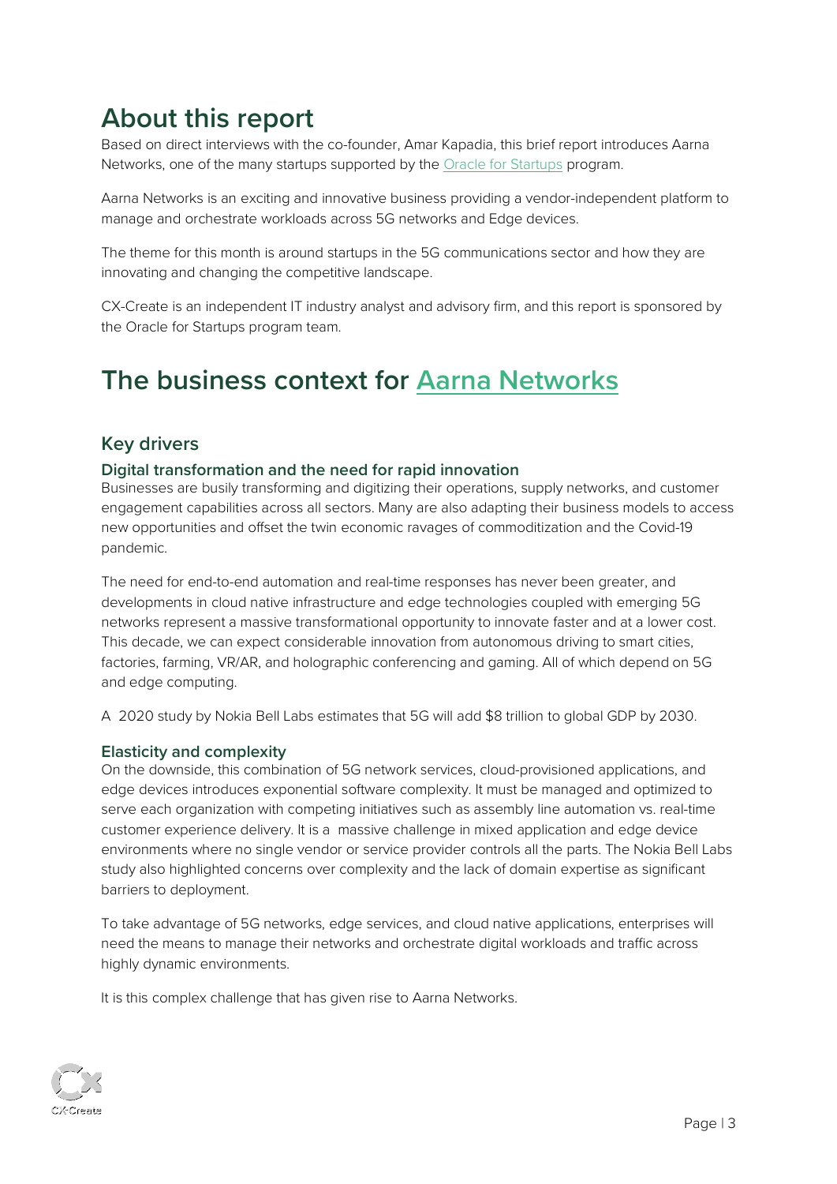# About this report

Based on direct interviews with the co-founder, Amar Kapadia, this brief report introduces Aarna Networks, one of the many startups supported by the Oracle for Startups program.

Aarna Networks is an exciting and innovative business providing a vendor-independent platform to manage and orchestrate workloads across 5G networks and Edge devices.

The theme for this month is around startups in the 5G communications sector and how they are innovating and changing the competitive landscape.

CX-Create is an independent IT industry analyst and advisory firm, and this report is sponsored by the Oracle for Startups program team.

# The business context for Aarna Networks

## Key drivers

### Digital transformation and the need for rapid innovation

Businesses are busily transforming and digitizing their operations, supply networks, and customer engagement capabilities across all sectors. Many are also adapting their business models to access new opportunities and offset the twin economic ravages of commoditization and the Covid-19 pandemic.

The need for end-to-end automation and real-time responses has never been greater, and developments in cloud native infrastructure and edge technologies coupled with emerging 5G networks represent a massive transformational opportunity to innovate faster and at a lower cost. This decade, we can expect considerable innovation from autonomous driving to smart cities, factories, farming, VR/AR, and holographic conferencing and gaming. All of which depend on 5G and edge computing.

A 2020 study by Nokia Bell Labs estimates that 5G will add $8 trillion to global GDP by 2030.

### Elasticity and complexity

On the downside, this combination of 5G network services, cloud-provisioned applications, and edge devices introduces exponential software complexity. It must be managed and optimized to serve each organization with competing initiatives such as assembly line automation vs. real-time customer experience delivery. It is a massive challenge in mixed application and edge device environments where no single vendor or service provider controls all the parts. The Nokia Bell Labs study also highlighted concerns over complexity and the lack of domain expertise as significant barriers to deployment.

To take advantage of 5G networks, edge services, and cloud native applications, enterprises will need the means to manage their networks and orchestrate digital workloads and traffic across highly dynamic environments.

It is this complex challenge that has given rise to Aarna Networks.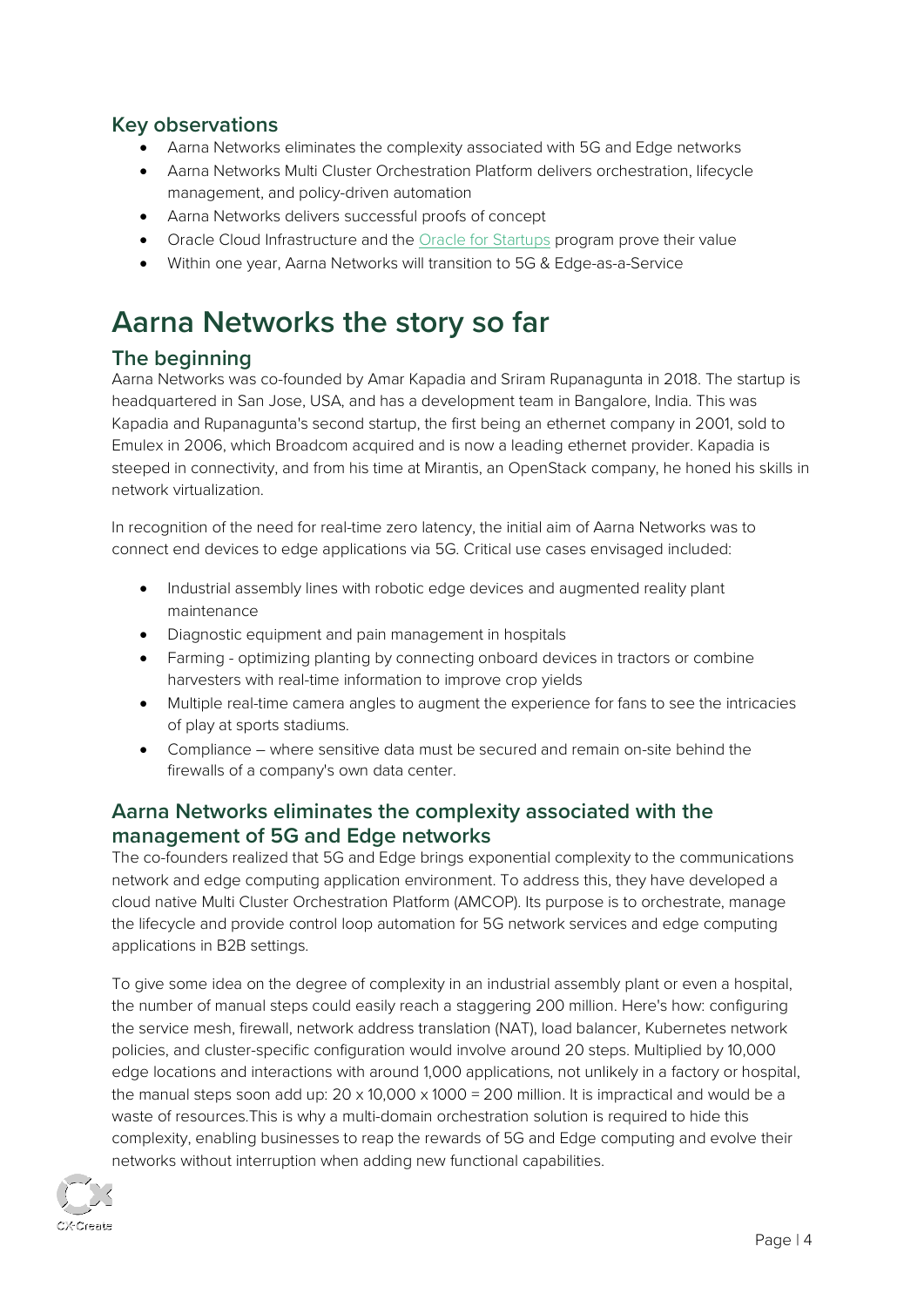## Key observations

- Aarna Networks eliminates the complexity associated with 5G and Edge networks
- Aarna Networks Multi Cluster Orchestration Platform delivers orchestration, lifecycle management, and policy-driven automation
- Aarna Networks delivers successful proofs of concept
- Oracle Cloud Infrastructure and the Oracle for Startups program prove their value
- Within one year, Aarna Networks will transition to 5G & Edge-as-a-Service

# Aarna Networks the story so far

## The beginning

Aarna Networks was co-founded by Amar Kapadia and Sriram Rupanagunta in 2018. The startup is headquartered in San Jose, USA, and has a development team in Bangalore, India. This was Kapadia and Rupanagunta's second startup, the first being an ethernet company in 2001, sold to Emulex in 2006, which Broadcom acquired and is now a leading ethernet provider. Kapadia is steeped in connectivity, and from his time at Mirantis, an OpenStack company, he honed his skills in network virtualization.

In recognition of the need for real-time zero latency, the initial aim of Aarna Networks was to connect end devices to edge applications via 5G. Critical use cases envisaged included:

- Industrial assembly lines with robotic edge devices and augmented reality plant maintenance
- Diagnostic equipment and pain management in hospitals
- Farming - optimizing planting by connecting onboard devices in tractors or combine harvesters with real-time information to improve crop yields
- Multiple real-time camera angles to augment the experience for fans to see the intricacies of play at sports stadiums.
- Compliance – where sensitive data must be secured and remain on-site behind the firewalls of a company's own data center.

## Aarna Networks eliminates the complexity associated with the management of 5G and Edge networks

The co-founders realized that 5G and Edge brings exponential complexity to the communications network and edge computing application environment. To address this, they have developed a cloud native Multi Cluster Orchestration Platform (AMCOP). Its purpose is to orchestrate, manage the lifecycle and provide control loop automation for 5G network services and edge computing applications in B2B settings.

To give some idea on the degree of complexity in an industrial assembly plant or even a hospital, the number of manual steps could easily reach a staggering 200 million. Here's how: configuring the service mesh, firewall, network address translation (NAT), load balancer, Kubernetes network policies, and cluster-specific configuration would involve around 20 steps. Multiplied by 10,000 edge locations and interactions with around 1,000 applications, not unlikely in a factory or hospital, the manual steps soon add up: 20 x 10,000 x 1000 = 200 million. It is impractical and would be a waste of resources.This is why a multi-domain orchestration solution is required to hide this complexity, enabling businesses to reap the rewards of 5G and Edge computing and evolve their networks without interruption when adding new functional capabilities.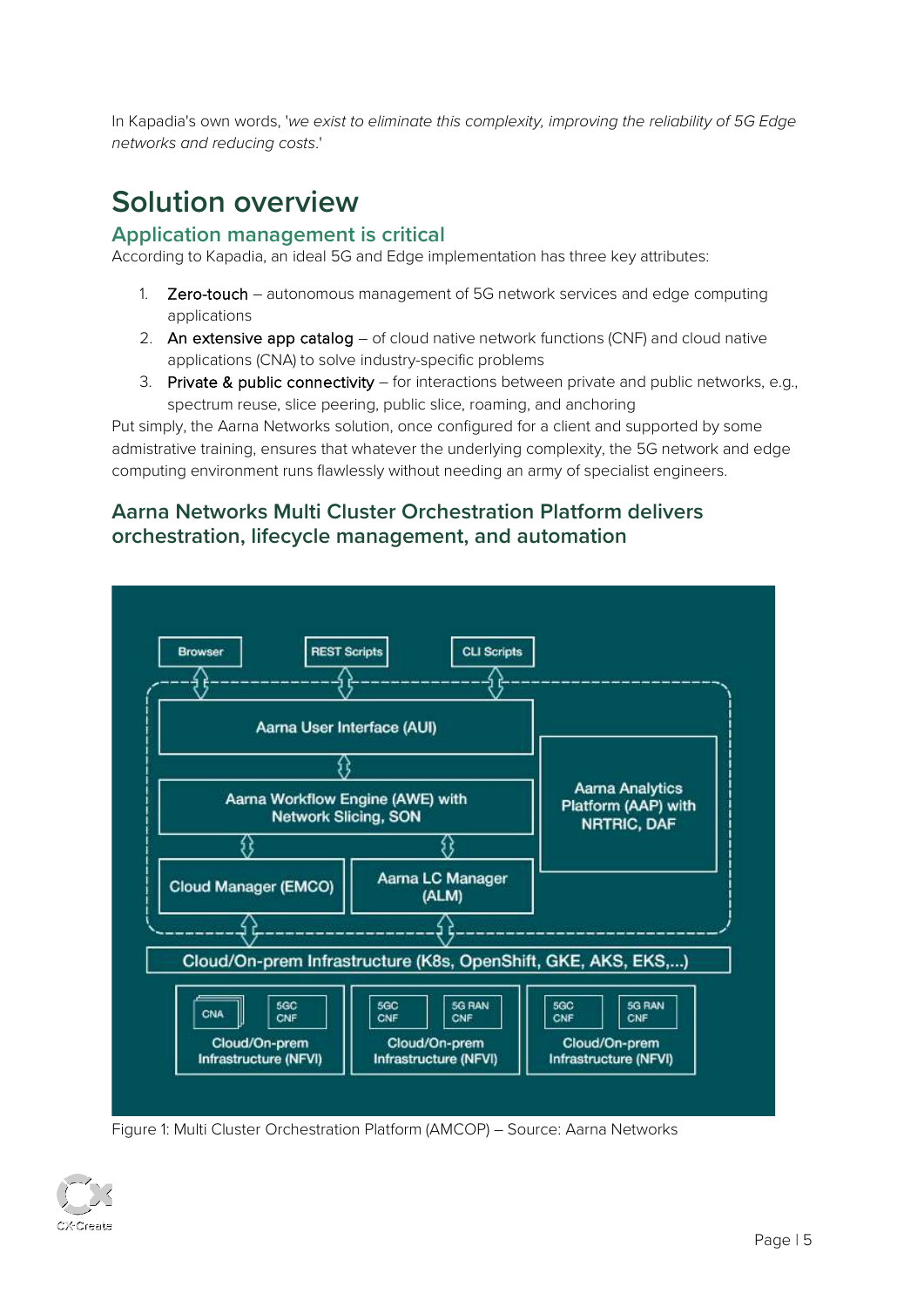In Kapadia's own words, '*we exist to eliminate this complexity, improving the reliability of 5G Edge networks and reducing costs*.'

# Solution overview

## Application management is critical

According to Kapadia, an ideal 5G and Edge implementation has three key attributes:

1. Zero-touch – autonomous management of 5G network services and edge computing applications
2. An extensive app catalog – of cloud native network functions (CNF) and cloud native applications (CNA) to solve industry-specific problems
3. Private & public connectivity – for interactions between private and public networks, e.g., spectrum reuse, slice peering, public slice, roaming, and anchoring

Put simply, the Aarna Networks solution, once configured for a client and supported by some admistrative training, ensures that whatever the underlying complexity, the 5G network and edge computing environment runs flawlessly without needing an army of specialist engineers.

## Aarna Networks Multi Cluster Orchestration Platform delivers orchestration, lifecycle management, and automation

Figure 1: Multi Cluster Orchestration Platform (AMCOP) – Source: Aarna Networks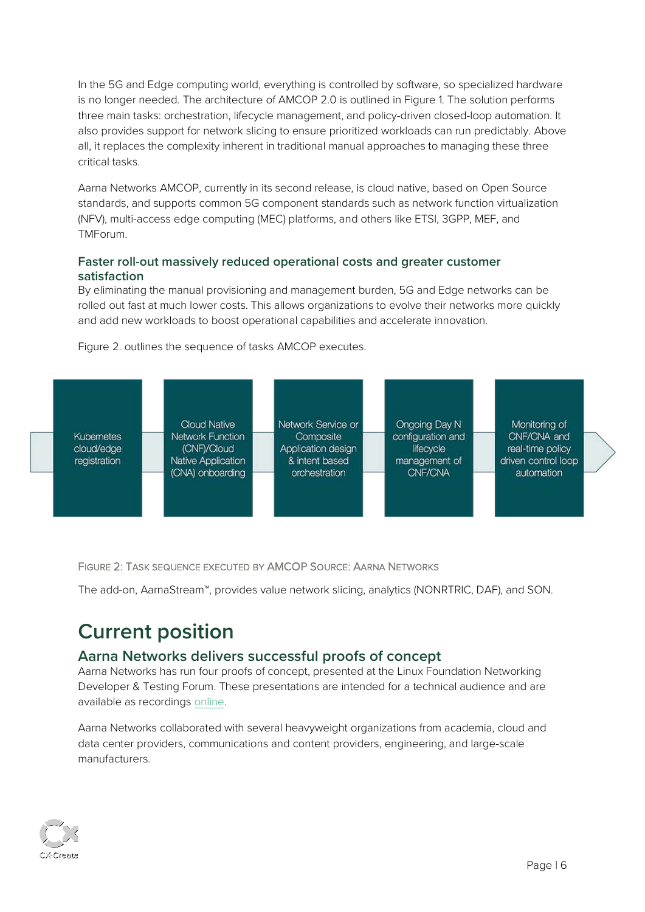In the 5G and Edge computing world, everything is controlled by software, so specialized hardware is no longer needed. The architecture of AMCOP 2.0 is outlined in Figure 1. The solution performs three main tasks: orchestration, lifecycle management, and policy-driven closed-loop automation. It also provides support for network slicing to ensure prioritized workloads can run predictably. Above all, it replaces the complexity inherent in traditional manual approaches to managing these three critical tasks.

Aarna Networks AMCOP, currently in its second release, is cloud native, based on Open Source standards, and supports common 5G component standards such as network function virtualization (NFV), multi-access edge computing (MEC) platforms, and others like ETSI, 3GPP, MEF, and TMForum.

### Faster roll-out massively reduced operational costs and greater customer satisfaction

By eliminating the manual provisioning and management burden, 5G and Edge networks can be rolled out fast at much lower costs. This allows organizations to evolve their networks more quickly and add new workloads to boost operational capabilities and accelerate innovation.

Figure 2. outlines the sequence of tasks AMCOP executes.

Kubernetes cloud/edge registration → Cloud Native Network Function (CNF)/Cloud Native Application (CNA) onboarding → Network Service or Composite Application design & intent based orchestration → Ongoing Day N configuration and lifecycle management of CNF/CNA → Monitoring of CNF/CNA and real-time policy driven control loop automation

FIGURE 2: TASK SEQUENCE EXECUTED BY AMCOP SOURCE: AARNA NETWORKS

The add-on, AarnaStream™, provides value network slicing, analytics (NONRTRIC, DAF), and SON.

# Current position

### Aarna Networks delivers successful proofs of concept

Aarna Networks has run four proofs of concept, presented at the Linux Foundation Networking Developer & Testing Forum. These presentations are intended for a technical audience and are available as recordings online.

Aarna Networks collaborated with several heavyweight organizations from academia, cloud and data center providers, communications and content providers, engineering, and large-scale manufacturers.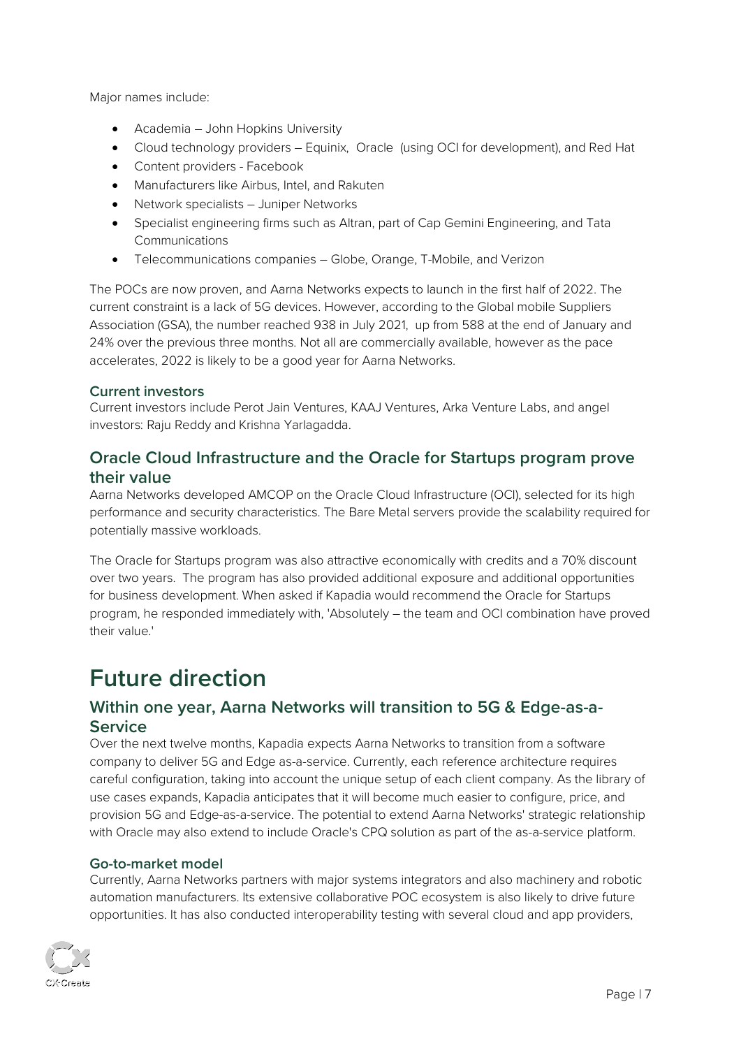Major names include:

- Academia – John Hopkins University
- Cloud technology providers – Equinix, Oracle (using OCI for development), and Red Hat
- Content providers - Facebook
- Manufacturers like Airbus, Intel, and Rakuten
- Network specialists – Juniper Networks
- Specialist engineering firms such as Altran, part of Cap Gemini Engineering, and Tata Communications
- Telecommunications companies – Globe, Orange, T-Mobile, and Verizon

The POCs are now proven, and Aarna Networks expects to launch in the first half of 2022. The current constraint is a lack of 5G devices. However, according to the Global mobile Suppliers Association (GSA), the number reached 938 in July 2021, up from 588 at the end of January and 24% over the previous three months. Not all are commercially available, however as the pace accelerates, 2022 is likely to be a good year for Aarna Networks.

### Current investors

Current investors include Perot Jain Ventures, KAAJ Ventures, Arka Venture Labs, and angel investors: Raju Reddy and Krishna Yarlagadda.

## Oracle Cloud Infrastructure and the Oracle for Startups program prove their value

Aarna Networks developed AMCOP on the Oracle Cloud Infrastructure (OCI), selected for its high performance and security characteristics. The Bare Metal servers provide the scalability required for potentially massive workloads.

The Oracle for Startups program was also attractive economically with credits and a 70% discount over two years. The program has also provided additional exposure and additional opportunities for business development. When asked if Kapadia would recommend the Oracle for Startups program, he responded immediately with, 'Absolutely – the team and OCI combination have proved their value.'

# Future direction

## Within one year, Aarna Networks will transition to 5G & Edge-as-a-Service

Over the next twelve months, Kapadia expects Aarna Networks to transition from a software company to deliver 5G and Edge as-a-service. Currently, each reference architecture requires careful configuration, taking into account the unique setup of each client company. As the library of use cases expands, Kapadia anticipates that it will become much easier to configure, price, and provision 5G and Edge-as-a-service. The potential to extend Aarna Networks' strategic relationship with Oracle may also extend to include Oracle's CPQ solution as part of the as-a-service platform.

### Go-to-market model

Currently, Aarna Networks partners with major systems integrators and also machinery and robotic automation manufacturers. Its extensive collaborative POC ecosystem is also likely to drive future opportunities. It has also conducted interoperability testing with several cloud and app providers,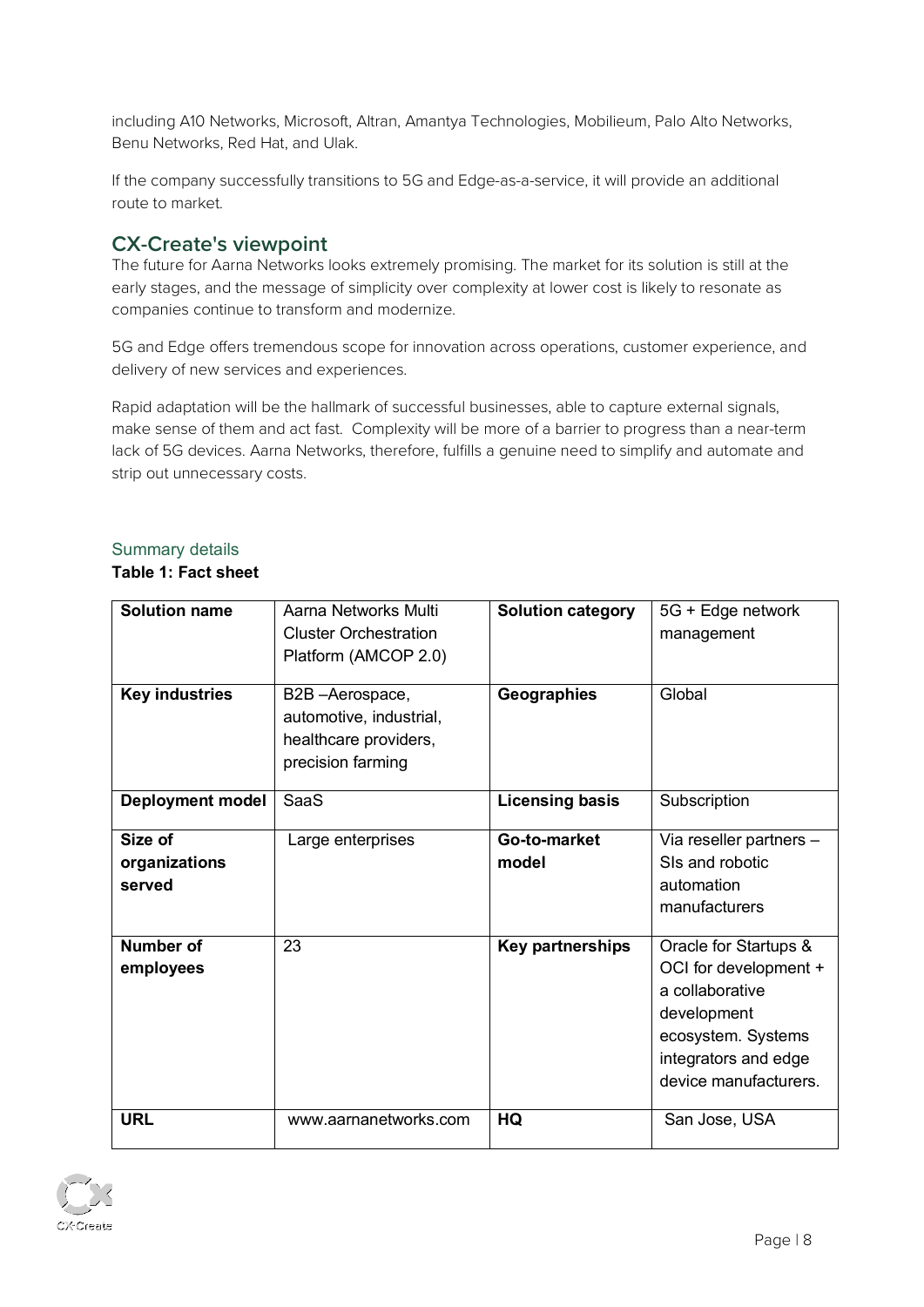including A10 Networks, Microsoft, Altran, Amantya Technologies, Mobilieum, Palo Alto Networks, Benu Networks, Red Hat, and Ulak.

If the company successfully transitions to 5G and Edge-as-a-service, it will provide an additional route to market.

## CX-Create's viewpoint

The future for Aarna Networks looks extremely promising. The market for its solution is still at the early stages, and the message of simplicity over complexity at lower cost is likely to resonate as companies continue to transform and modernize.

5G and Edge offers tremendous scope for innovation across operations, customer experience, and delivery of new services and experiences.

Rapid adaptation will be the hallmark of successful businesses, able to capture external signals, make sense of them and act fast. Complexity will be more of a barrier to progress than a near-term lack of 5G devices. Aarna Networks, therefore, fulfills a genuine need to simplify and automate and strip out unnecessary costs.

### Summary details

**Table 1: Fact sheet**

| **Solution name** | Aarna Networks Multi Cluster Orchestration Platform (AMCOP 2.0) | **Solution category** | 5G + Edge network management |
|---|---|---|---|
| **Key industries** | B2B –Aerospace, automotive, industrial, healthcare providers, precision farming | **Geographies** | Global |
| **Deployment model** | SaaS | **Licensing basis** | Subscription |
| **Size of organizations served** | Large enterprises | **Go-to-market model** | Via reseller partners – SIs and robotic automation manufacturers |
| **Number of employees** | 23 | **Key partnerships** | Oracle for Startups & OCI for development + a collaborative development ecosystem. Systems integrators and edge device manufacturers. |
| **URL** | www.aarnanetworks.com | **HQ** | San Jose, USA |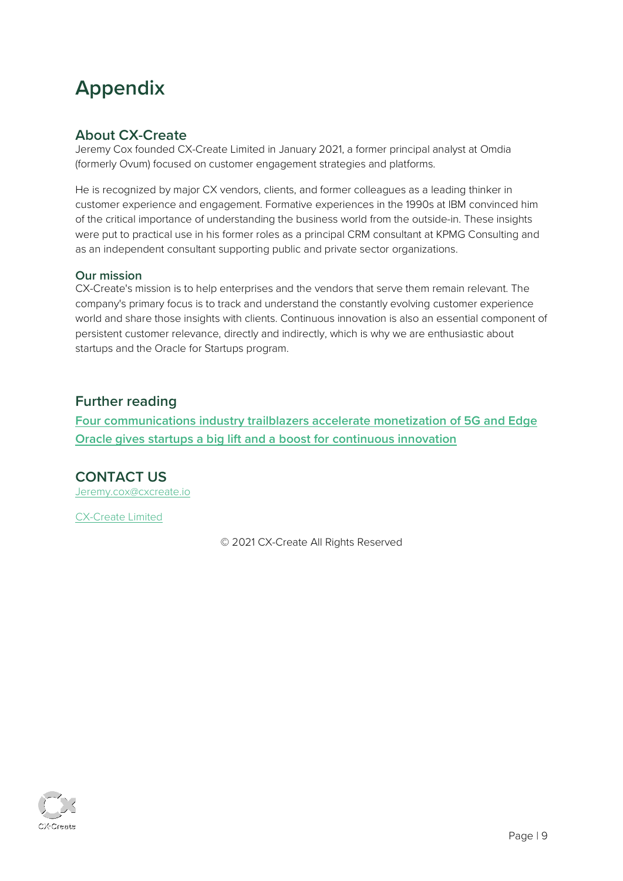# Appendix

## About CX-Create

Jeremy Cox founded CX-Create Limited in January 2021, a former principal analyst at Omdia (formerly Ovum) focused on customer engagement strategies and platforms.

He is recognized by major CX vendors, clients, and former colleagues as a leading thinker in customer experience and engagement. Formative experiences in the 1990s at IBM convinced him of the critical importance of understanding the business world from the outside-in. These insights were put to practical use in his former roles as a principal CRM consultant at KPMG Consulting and as an independent consultant supporting public and private sector organizations.

### Our mission

CX-Create's mission is to help enterprises and the vendors that serve them remain relevant. The company's primary focus is to track and understand the constantly evolving customer experience world and share those insights with clients. Continuous innovation is also an essential component of persistent customer relevance, directly and indirectly, which is why we are enthusiastic about startups and the Oracle for Startups program.

## Further reading

Four communications industry trailblazers accelerate monetization of 5G and Edge

Oracle gives startups a big lift and a boost for continuous innovation

## CONTACT US

Jeremy.cox@cxcreate.io

CX-Create Limited

© 2021 CX-Create All Rights Reserved